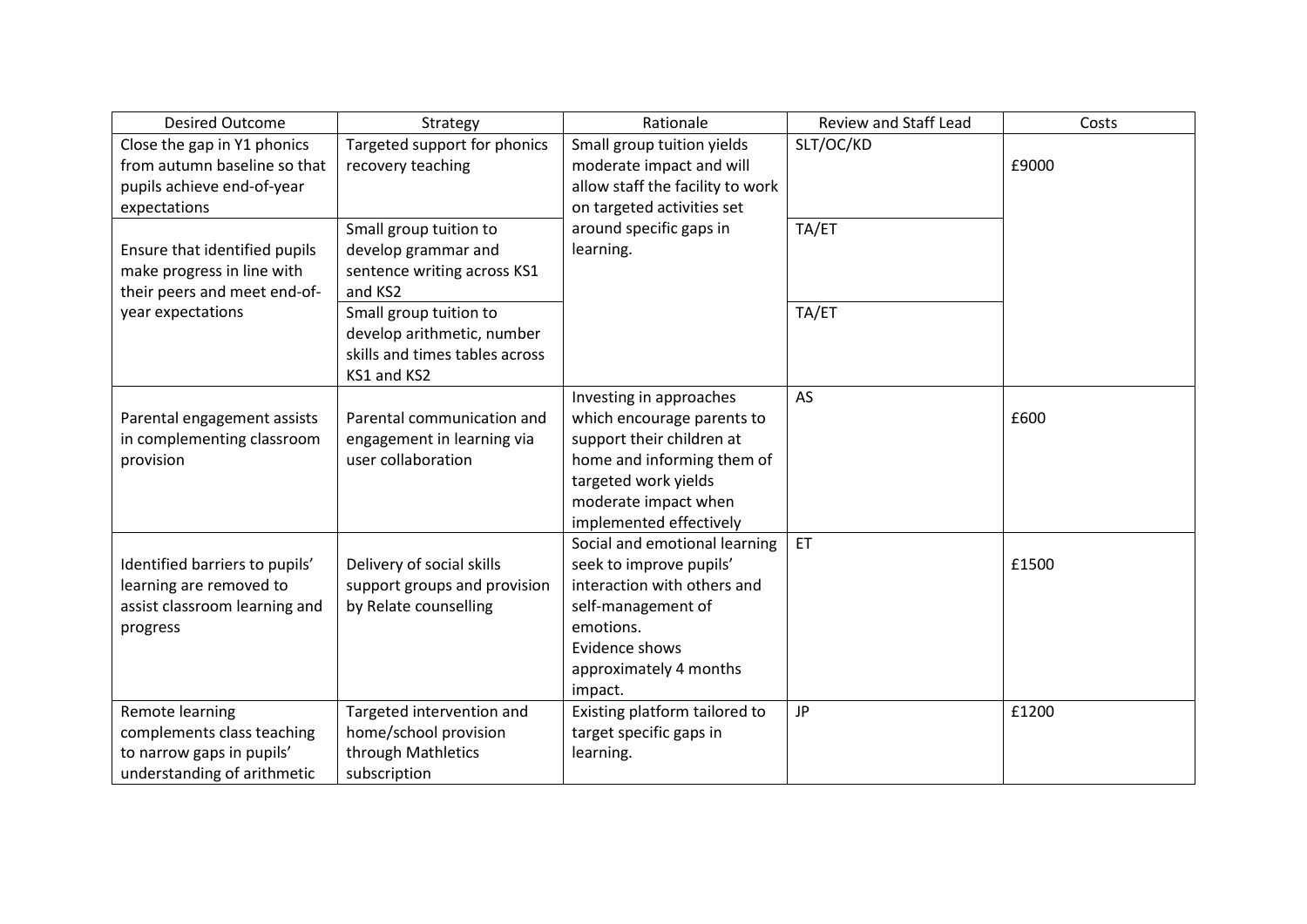| Desired Outcome | Strategy | Rationale | Review and Staff Lead | Costs |
|---|---|---|---|---|
| Close the gap in Y1 phonics from autumn baseline so that pupils achieve end-of-year expectations | Targeted support for phonics recovery teaching | Small group tuition yields moderate impact and will allow staff the facility to work on targeted activities set around specific gaps in learning. | SLT/OC/KD | £9000 |
| Ensure that identified pupils make progress in line with their peers and meet end-of-year expectations | Small group tuition to develop grammar and sentence writing across KS1 and KS2 | | TA/ET | |
| | Small group tuition to develop arithmetic, number skills and times tables across KS1 and KS2 | | TA/ET | |
| Parental engagement assists in complementing classroom provision | Parental communication and engagement in learning via user collaboration | Investing in approaches which encourage parents to support their children at home and informing them of targeted work yields moderate impact when implemented effectively | AS | £600 |
| Identified barriers to pupils' learning are removed to assist classroom learning and progress | Delivery of social skills support groups and provision by Relate counselling | Social and emotional learning seek to improve pupils' interaction with others and self-management of emotions.<br>Evidence shows approximately 4 months impact. | ET | £1500 |
| Remote learning complements class teaching to narrow gaps in pupils' understanding of arithmetic | Targeted intervention and home/school provision through Mathletics subscription | Existing platform tailored to target specific gaps in learning. | JP | £1200 |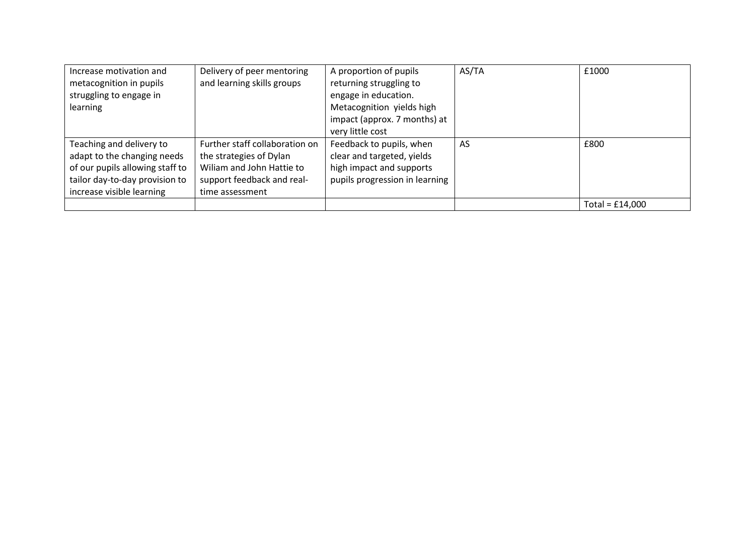| | | | | |
|---|---|---|---|---|
| Increase motivation and metacognition in pupils struggling to engage in learning | Delivery of peer mentoring and learning skills groups | A proportion of pupils returning struggling to engage in education. Metacognition yields high impact (approx. 7 months) at very little cost | AS/TA | £1000 |
| Teaching and delivery to adapt to the changing needs of our pupils allowing staff to tailor day-to-day provision to increase visible learning | Further staff collaboration on the strategies of Dylan Wiliam and John Hattie to support feedback and real-time assessment | Feedback to pupils, when clear and targeted, yields high impact and supports pupils progression in learning | AS | £800 |
| | | | | Total = £14,000 |